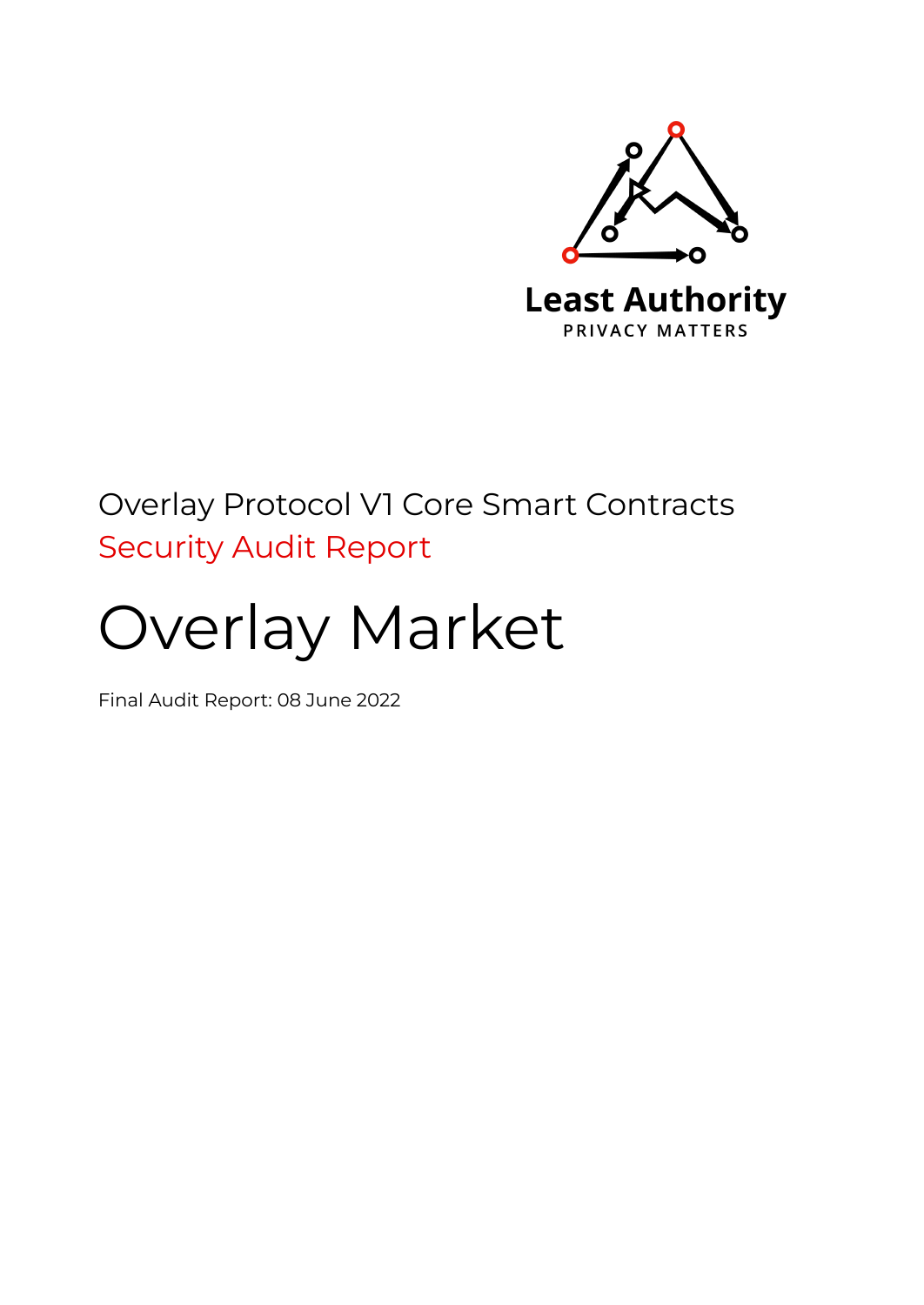Least Authority

PRIVACY MATTERS

Overlay Protocol V1 Core Smart Contracts

Security Audit Report

# Overlay Market

Final Audit Report: 08 June 2022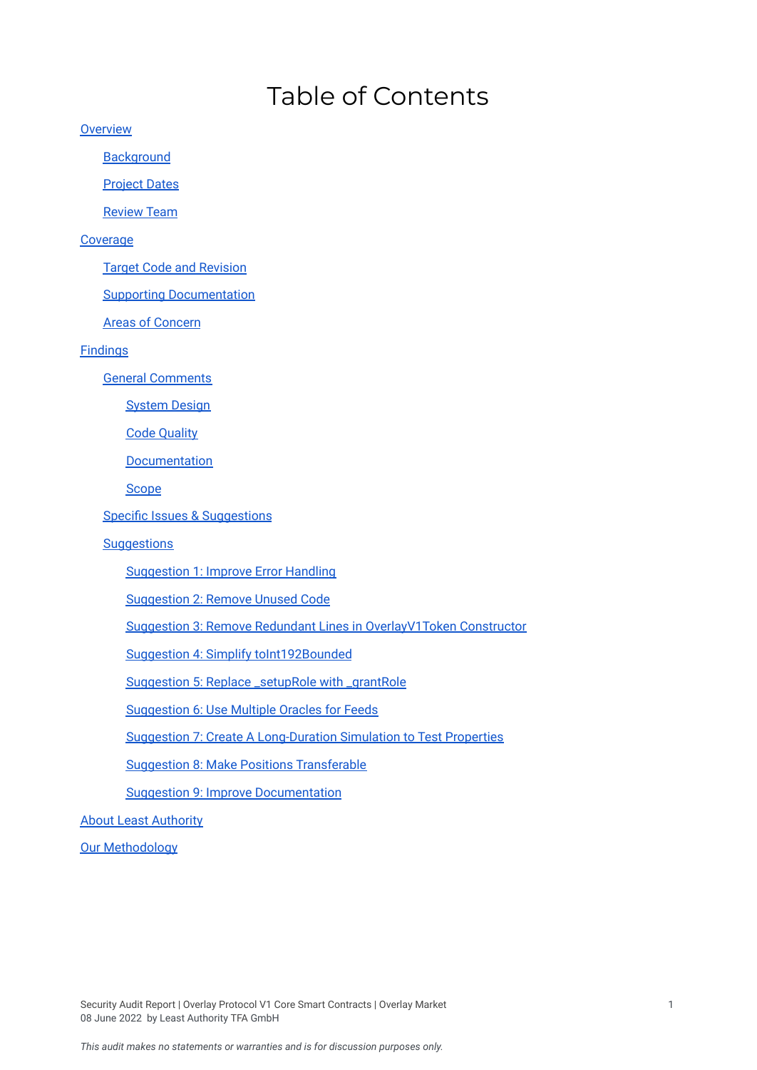# Table of Contents

- Overview
  - Background
  - Project Dates
  - Review Team
- Coverage
  - Target Code and Revision
  - Supporting Documentation
  - Areas of Concern
- Findings
  - General Comments
    - System Design
    - Code Quality
    - Documentation
    - Scope
  - Specific Issues & Suggestions
  - Suggestions
    - Suggestion 1: Improve Error Handling
    - Suggestion 2: Remove Unused Code
    - Suggestion 3: Remove Redundant Lines in OverlayV1Token Constructor
    - Suggestion 4: Simplify toInt192Bounded
    - Suggestion 5: Replace _setupRole with _grantRole
    - Suggestion 6: Use Multiple Oracles for Feeds
    - Suggestion 7: Create A Long-Duration Simulation to Test Properties
    - Suggestion 8: Make Positions Transferable
    - Suggestion 9: Improve Documentation
- About Least Authority
- Our Methodology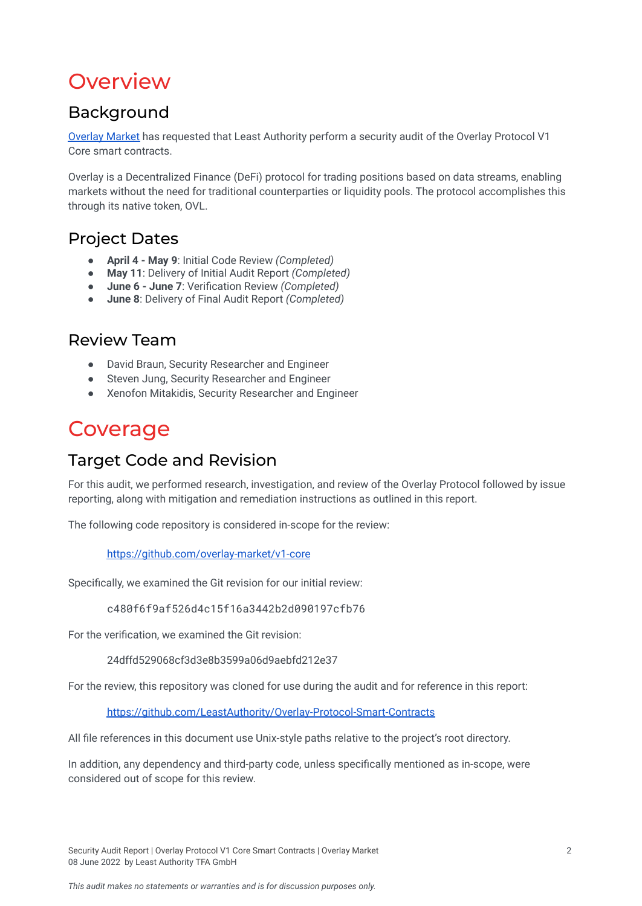# Overview

## Background

[Overlay Market](#) has requested that Least Authority perform a security audit of the Overlay Protocol V1 Core smart contracts.

Overlay is a Decentralized Finance (DeFi) protocol for trading positions based on data streams, enabling markets without the need for traditional counterparties or liquidity pools. The protocol accomplishes this through its native token, OVL.

## Project Dates

- **April 4 - May 9**: Initial Code Review *(Completed)*
- **May 11**: Delivery of Initial Audit Report *(Completed)*
- **June 6 - June 7**: Verification Review *(Completed)*
- **June 8**: Delivery of Final Audit Report *(Completed)*

## Review Team

- David Braun, Security Researcher and Engineer
- Steven Jung, Security Researcher and Engineer
- Xenofon Mitakidis, Security Researcher and Engineer

# Coverage

## Target Code and Revision

For this audit, we performed research, investigation, and review of the Overlay Protocol followed by issue reporting, along with mitigation and remediation instructions as outlined in this report.

The following code repository is considered in-scope for the review:

> https://github.com/overlay-market/v1-core

Specifically, we examined the Git revision for our initial review:

> c480f6f9af526d4c15f16a3442b2d090197cfb76

For the verification, we examined the Git revision:

> 24dffd529068cf3d3e8b3599a06d9aebfd212e37

For the review, this repository was cloned for use during the audit and for reference in this report:

> https://github.com/LeastAuthority/Overlay-Protocol-Smart-Contracts

All file references in this document use Unix-style paths relative to the project's root directory.

In addition, any dependency and third-party code, unless specifically mentioned as in-scope, were considered out of scope for this review.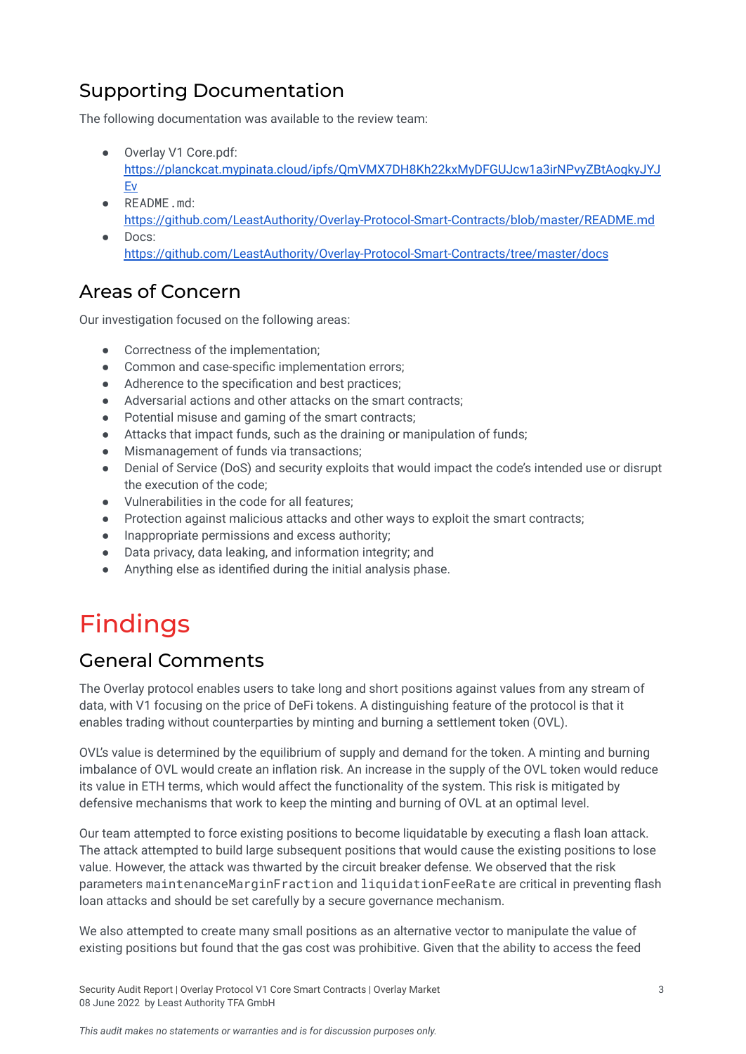## Supporting Documentation

The following documentation was available to the review team:

- Overlay V1 Core.pdf: [https://planckcat.mypinata.cloud/ipfs/QmVMX7DH8Kh22kxMyDFGUJcw1a3irNPvyZBtAoqkyJYJEv](https://planckcat.mypinata.cloud/ipfs/QmVMX7DH8Kh22kxMyDFGUJcw1a3irNPvyZBtAoqkyJYJEv)
- `README.md`: [https://github.com/LeastAuthority/Overlay-Protocol-Smart-Contracts/blob/master/README.md](https://github.com/LeastAuthority/Overlay-Protocol-Smart-Contracts/blob/master/README.md)
- Docs: [https://github.com/LeastAuthority/Overlay-Protocol-Smart-Contracts/tree/master/docs](https://github.com/LeastAuthority/Overlay-Protocol-Smart-Contracts/tree/master/docs)

## Areas of Concern

Our investigation focused on the following areas:

- Correctness of the implementation;
- Common and case-specific implementation errors;
- Adherence to the specification and best practices;
- Adversarial actions and other attacks on the smart contracts;
- Potential misuse and gaming of the smart contracts;
- Attacks that impact funds, such as the draining or manipulation of funds;
- Mismanagement of funds via transactions;
- Denial of Service (DoS) and security exploits that would impact the code's intended use or disrupt the execution of the code;
- Vulnerabilities in the code for all features;
- Protection against malicious attacks and other ways to exploit the smart contracts;
- Inappropriate permissions and excess authority;
- Data privacy, data leaking, and information integrity; and
- Anything else as identified during the initial analysis phase.

# Findings

## General Comments

The Overlay protocol enables users to take long and short positions against values from any stream of data, with V1 focusing on the price of DeFi tokens. A distinguishing feature of the protocol is that it enables trading without counterparties by minting and burning a settlement token (OVL).

OVL's value is determined by the equilibrium of supply and demand for the token. A minting and burning imbalance of OVL would create an inflation risk. An increase in the supply of the OVL token would reduce its value in ETH terms, which would affect the functionality of the system. This risk is mitigated by defensive mechanisms that work to keep the minting and burning of OVL at an optimal level.

Our team attempted to force existing positions to become liquidatable by executing a flash loan attack. The attack attempted to build large subsequent positions that would cause the existing positions to lose value. However, the attack was thwarted by the circuit breaker defense. We observed that the risk parameters `maintenanceMarginFraction` and `liquidationFeeRate` are critical in preventing flash loan attacks and should be set carefully by a secure governance mechanism.

We also attempted to create many small positions as an alternative vector to manipulate the value of existing positions but found that the gas cost was prohibitive. Given that the ability to access the feed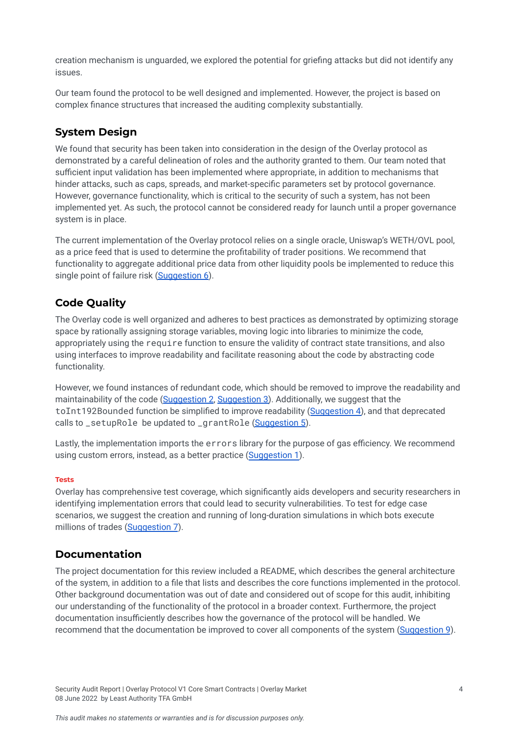creation mechanism is unguarded, we explored the potential for griefing attacks but did not identify any issues.

Our team found the protocol to be well designed and implemented. However, the project is based on complex finance structures that increased the auditing complexity substantially.

## System Design

We found that security has been taken into consideration in the design of the Overlay protocol as demonstrated by a careful delineation of roles and the authority granted to them. Our team noted that sufficient input validation has been implemented where appropriate, in addition to mechanisms that hinder attacks, such as caps, spreads, and market-specific parameters set by protocol governance. However, governance functionality, which is critical to the security of such a system, has not been implemented yet. As such, the protocol cannot be considered ready for launch until a proper governance system is in place.

The current implementation of the Overlay protocol relies on a single oracle, Uniswap's WETH/OVL pool, as a price feed that is used to determine the profitability of trader positions. We recommend that functionality to aggregate additional price data from other liquidity pools be implemented to reduce this single point of failure risk (Suggestion 6).

## Code Quality

The Overlay code is well organized and adheres to best practices as demonstrated by optimizing storage space by rationally assigning storage variables, moving logic into libraries to minimize the code, appropriately using the `require` function to ensure the validity of contract state transitions, and also using interfaces to improve readability and facilitate reasoning about the code by abstracting code functionality.

However, we found instances of redundant code, which should be removed to improve the readability and maintainability of the code (Suggestion 2, Suggestion 3). Additionally, we suggest that the `toInt192Bounded` function be simplified to improve readability (Suggestion 4), and that deprecated calls to `_setupRole` be updated to `_grantRole` (Suggestion 5).

Lastly, the implementation imports the `errors` library for the purpose of gas efficiency. We recommend using custom errors, instead, as a better practice (Suggestion 1).

#### Tests

Overlay has comprehensive test coverage, which significantly aids developers and security researchers in identifying implementation errors that could lead to security vulnerabilities. To test for edge case scenarios, we suggest the creation and running of long-duration simulations in which bots execute millions of trades (Suggestion 7).

## Documentation

The project documentation for this review included a README, which describes the general architecture of the system, in addition to a file that lists and describes the core functions implemented in the protocol. Other background documentation was out of date and considered out of scope for this audit, inhibiting our understanding of the functionality of the protocol in a broader context. Furthermore, the project documentation insufficiently describes how the governance of the protocol will be handled. We recommend that the documentation be improved to cover all components of the system (Suggestion 9).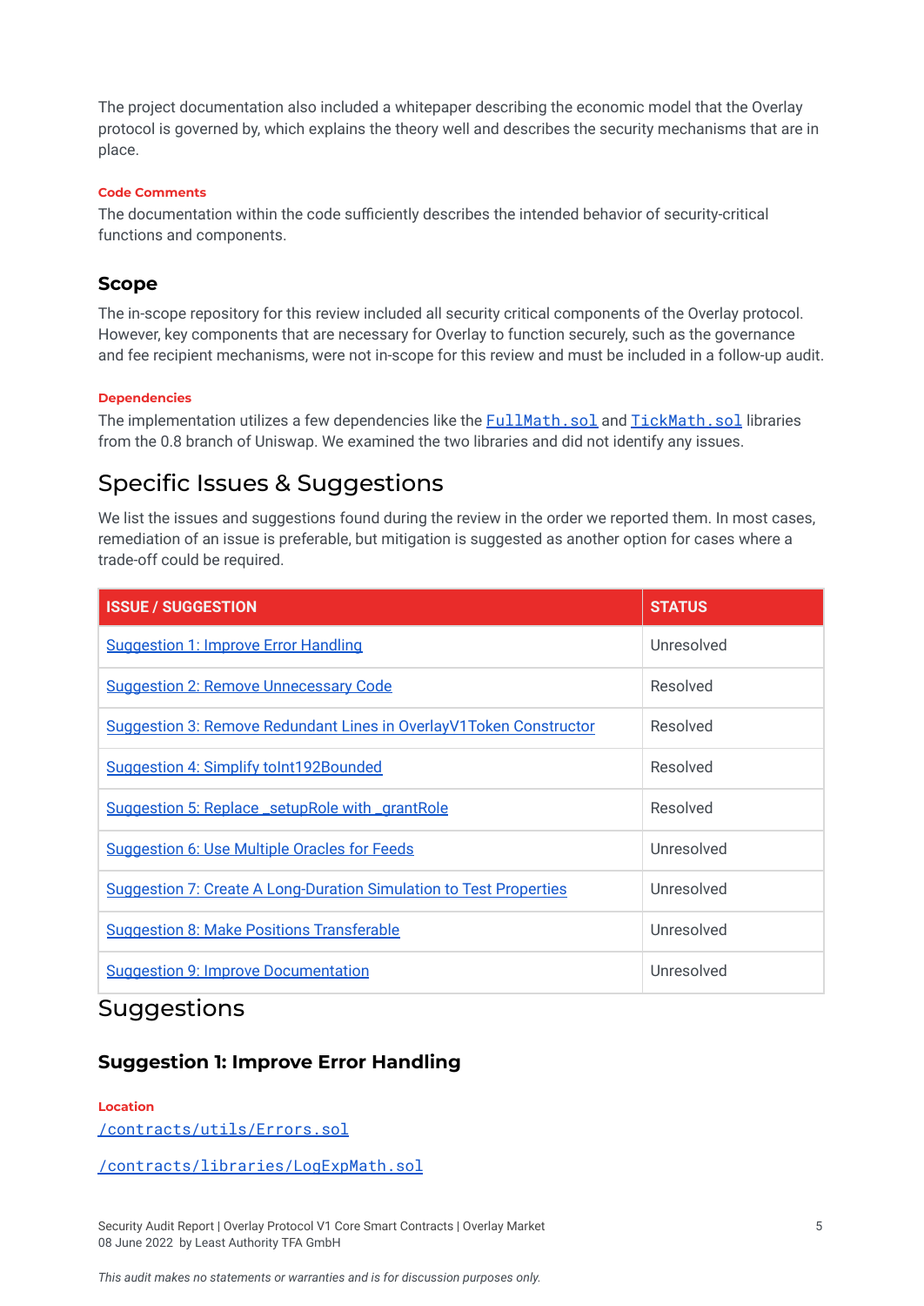The project documentation also included a whitepaper describing the economic model that the Overlay protocol is governed by, which explains the theory well and describes the security mechanisms that are in place.

#### Code Comments

The documentation within the code sufficiently describes the intended behavior of security-critical functions and components.

### Scope

The in-scope repository for this review included all security critical components of the Overlay protocol. However, key components that are necessary for Overlay to function securely, such as the governance and fee recipient mechanisms, were not in-scope for this review and must be included in a follow-up audit.

#### Dependencies

The implementation utilizes a few dependencies like the `FullMath.sol` and `TickMath.sol` libraries from the 0.8 branch of Uniswap. We examined the two libraries and did not identify any issues.

## Specific Issues & Suggestions

We list the issues and suggestions found during the review in the order we reported them. In most cases, remediation of an issue is preferable, but mitigation is suggested as another option for cases where a trade-off could be required.

| ISSUE / SUGGESTION | STATUS |
| --- | --- |
| Suggestion 1: Improve Error Handling | Unresolved |
| Suggestion 2: Remove Unnecessary Code | Resolved |
| Suggestion 3: Remove Redundant Lines in OverlayV1Token Constructor | Resolved |
| Suggestion 4: Simplify toInt192Bounded | Resolved |
| Suggestion 5: Replace _setupRole with _grantRole | Resolved |
| Suggestion 6: Use Multiple Oracles for Feeds | Unresolved |
| Suggestion 7: Create A Long-Duration Simulation to Test Properties | Unresolved |
| Suggestion 8: Make Positions Transferable | Unresolved |
| Suggestion 9: Improve Documentation | Unresolved |

## Suggestions

### Suggestion 1: Improve Error Handling

#### Location

`/contracts/utils/Errors.sol`

`/contracts/libraries/LogExpMath.sol`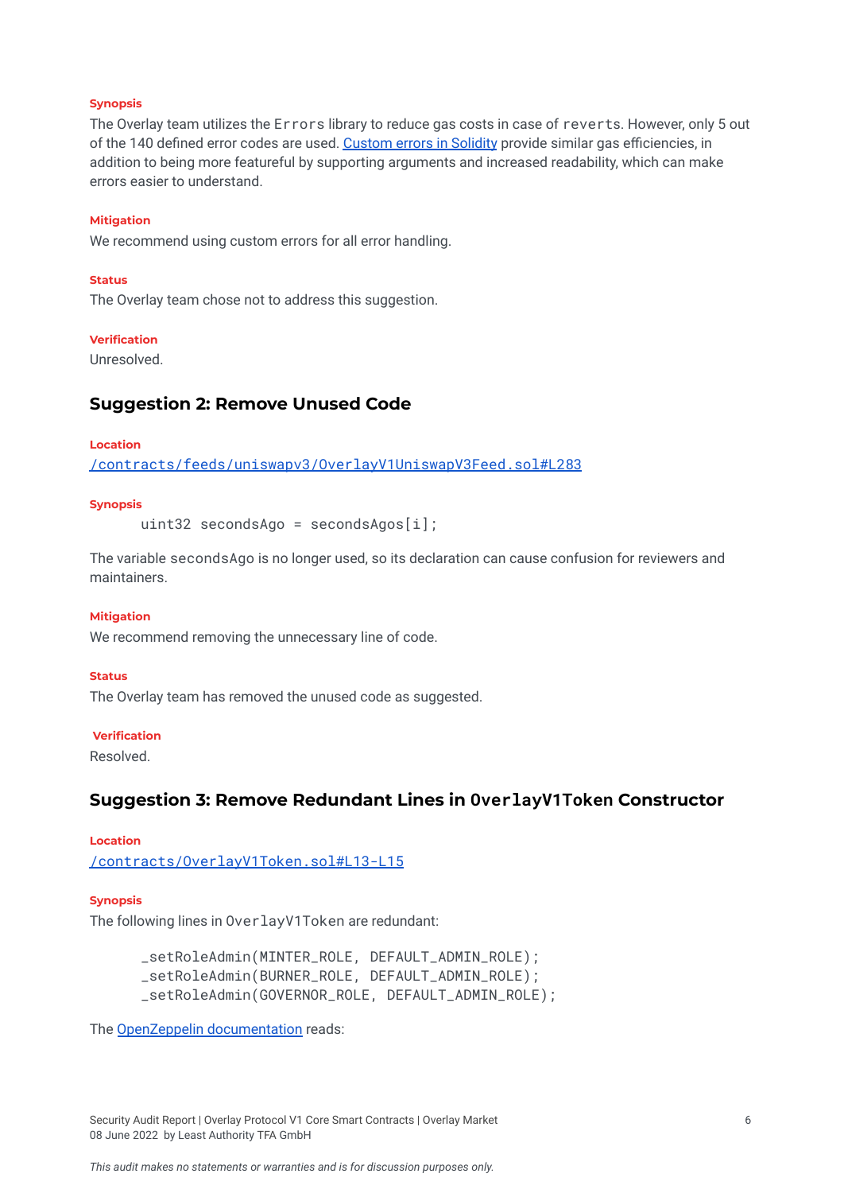**Synopsis**

The Overlay team utilizes the `Errors` library to reduce gas costs in case of `reverts`. However, only 5 out of the 140 defined error codes are used. [Custom errors in Solidity](https://blog.soliditylang.org/2021/04/21/custom-errors/) provide similar gas efficiencies, in addition to being more featureful by supporting arguments and increased readability, which can make errors easier to understand.

**Mitigation**

We recommend using custom errors for all error handling.

**Status**

The Overlay team chose not to address this suggestion.

**Verification**

Unresolved.

## Suggestion 2: Remove Unused Code

**Location**

/contracts/feeds/uniswapv3/OverlayV1UniswapV3Feed.sol#L283

**Synopsis**

```
uint32 secondsAgo = secondsAgos[i];
```

The variable `secondsAgo` is no longer used, so its declaration can cause confusion for reviewers and maintainers.

**Mitigation**

We recommend removing the unnecessary line of code.

**Status**

The Overlay team has removed the unused code as suggested.

**Verification**

Resolved.

## Suggestion 3: Remove Redundant Lines in `OverlayV1Token` Constructor

**Location**

/contracts/OverlayV1Token.sol#L13-L15

**Synopsis**

The following lines in `OverlayV1Token` are redundant:

```
_setRoleAdmin(MINTER_ROLE, DEFAULT_ADMIN_ROLE);
_setRoleAdmin(BURNER_ROLE, DEFAULT_ADMIN_ROLE);
_setRoleAdmin(GOVERNOR_ROLE, DEFAULT_ADMIN_ROLE);
```

The OpenZeppelin documentation reads: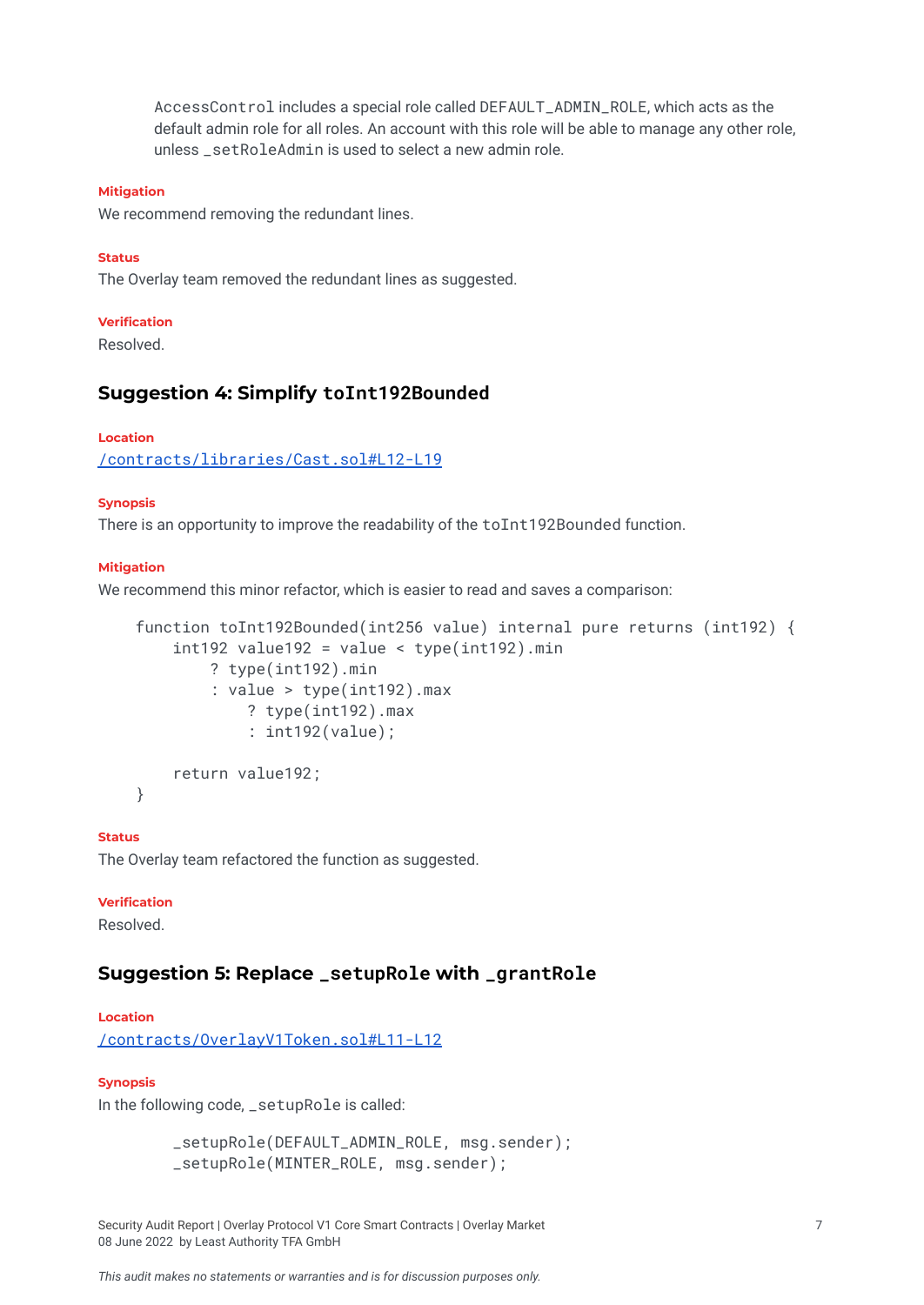> `AccessControl` includes a special role called `DEFAULT_ADMIN_ROLE`, which acts as the default admin role for all roles. An account with this role will be able to manage any other role, unless `_setRoleAdmin` is used to select a new admin role.

**Mitigation**

We recommend removing the redundant lines.

**Status**

The Overlay team removed the redundant lines as suggested.

**Verification**

Resolved.

### Suggestion 4: Simplify `toInt192Bounded`

**Location**

[/contracts/libraries/Cast.sol#L12-L19](/contracts/libraries/Cast.sol#L12-L19)

**Synopsis**

There is an opportunity to improve the readability of the `toInt192Bounded` function.

**Mitigation**

We recommend this minor refactor, which is easier to read and saves a comparison:

```
function toInt192Bounded(int256 value) internal pure returns (int192) {
    int192 value192 = value < type(int192).min
        ? type(int192).min
        : value > type(int192).max
            ? type(int192).max
            : int192(value);

    return value192;
}
```

**Status**

The Overlay team refactored the function as suggested.

**Verification**

Resolved.

### Suggestion 5: Replace `_setupRole` with `_grantRole`

**Location**

[/contracts/OverlayV1Token.sol#L11-L12](/contracts/OverlayV1Token.sol#L11-L12)

**Synopsis**

In the following code, `_setupRole` is called:

```
    _setupRole(DEFAULT_ADMIN_ROLE, msg.sender);
    _setupRole(MINTER_ROLE, msg.sender);
```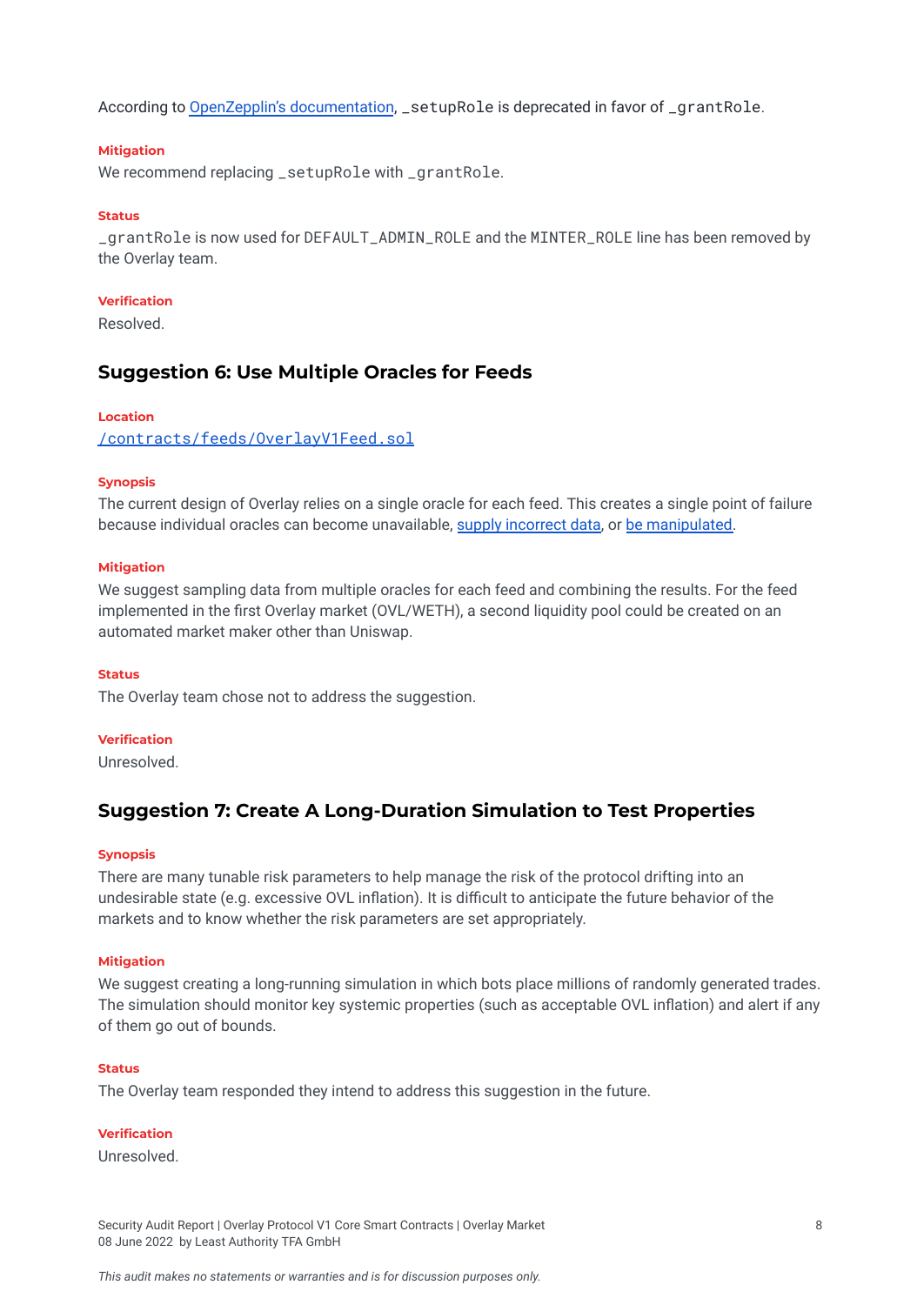According to [OpenZepplin's documentation](), `_setupRole` is deprecated in favor of `_grantRole`.

**Mitigation**

We recommend replacing `_setupRole` with `_grantRole`.

**Status**

`_grantRole` is now used for `DEFAULT_ADMIN_ROLE` and the `MINTER_ROLE` line has been removed by the Overlay team.

**Verification**

Resolved.

### Suggestion 6: Use Multiple Oracles for Feeds

**Location**

[/contracts/feeds/OverlayV1Feed.sol]()

**Synopsis**

The current design of Overlay relies on a single oracle for each feed. This creates a single point of failure because individual oracles can become unavailable, [supply incorrect data](), or [be manipulated]().

**Mitigation**

We suggest sampling data from multiple oracles for each feed and combining the results. For the feed implemented in the first Overlay market (OVL/WETH), a second liquidity pool could be created on an automated market maker other than Uniswap.

**Status**

The Overlay team chose not to address the suggestion.

**Verification**

Unresolved.

### Suggestion 7: Create A Long-Duration Simulation to Test Properties

**Synopsis**

There are many tunable risk parameters to help manage the risk of the protocol drifting into an undesirable state (e.g. excessive OVL inflation). It is difficult to anticipate the future behavior of the markets and to know whether the risk parameters are set appropriately.

**Mitigation**

We suggest creating a long-running simulation in which bots place millions of randomly generated trades. The simulation should monitor key systemic properties (such as acceptable OVL inflation) and alert if any of them go out of bounds.

**Status**

The Overlay team responded they intend to address this suggestion in the future.

**Verification**

Unresolved.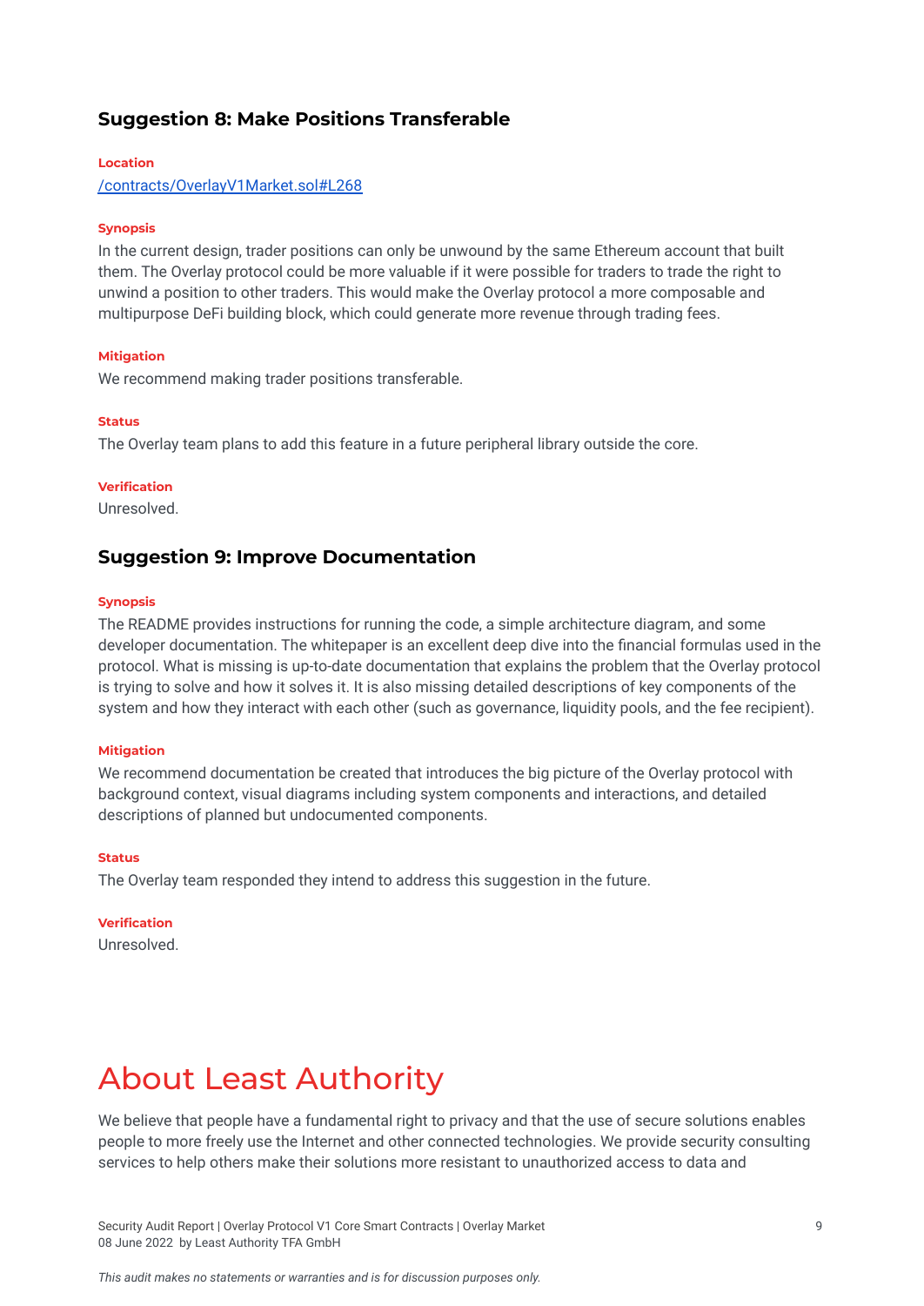### Suggestion 8: Make Positions Transferable

**Location**

[/contracts/OverlayV1Market.sol#L268](/contracts/OverlayV1Market.sol#L268)

**Synopsis**

In the current design, trader positions can only be unwound by the same Ethereum account that built them. The Overlay protocol could be more valuable if it were possible for traders to trade the right to unwind a position to other traders. This would make the Overlay protocol a more composable and multipurpose DeFi building block, which could generate more revenue through trading fees.

**Mitigation**

We recommend making trader positions transferable.

**Status**

The Overlay team plans to add this feature in a future peripheral library outside the core.

**Verification**

Unresolved.

### Suggestion 9: Improve Documentation

**Synopsis**

The README provides instructions for running the code, a simple architecture diagram, and some developer documentation. The whitepaper is an excellent deep dive into the financial formulas used in the protocol. What is missing is up-to-date documentation that explains the problem that the Overlay protocol is trying to solve and how it solves it. It is also missing detailed descriptions of key components of the system and how they interact with each other (such as governance, liquidity pools, and the fee recipient).

**Mitigation**

We recommend documentation be created that introduces the big picture of the Overlay protocol with background context, visual diagrams including system components and interactions, and detailed descriptions of planned but undocumented components.

**Status**

The Overlay team responded they intend to address this suggestion in the future.

**Verification**

Unresolved.

# About Least Authority

We believe that people have a fundamental right to privacy and that the use of secure solutions enables people to more freely use the Internet and other connected technologies. We provide security consulting services to help others make their solutions more resistant to unauthorized access to data and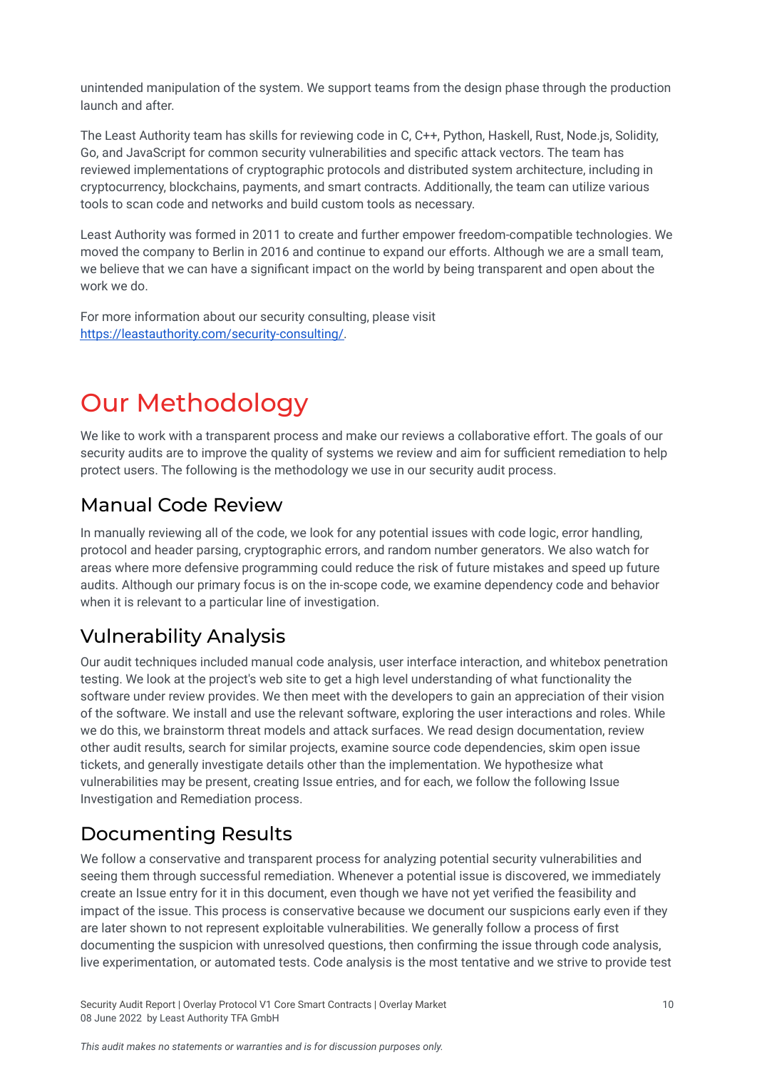unintended manipulation of the system. We support teams from the design phase through the production launch and after.

The Least Authority team has skills for reviewing code in C, C++, Python, Haskell, Rust, Node.js, Solidity, Go, and JavaScript for common security vulnerabilities and specific attack vectors. The team has reviewed implementations of cryptographic protocols and distributed system architecture, including in cryptocurrency, blockchains, payments, and smart contracts. Additionally, the team can utilize various tools to scan code and networks and build custom tools as necessary.

Least Authority was formed in 2011 to create and further empower freedom-compatible technologies. We moved the company to Berlin in 2016 and continue to expand our efforts. Although we are a small team, we believe that we can have a significant impact on the world by being transparent and open about the work we do.

For more information about our security consulting, please visit [https://leastauthority.com/security-consulting/](https://leastauthority.com/security-consulting/).

# Our Methodology

We like to work with a transparent process and make our reviews a collaborative effort. The goals of our security audits are to improve the quality of systems we review and aim for sufficient remediation to help protect users. The following is the methodology we use in our security audit process.

## Manual Code Review

In manually reviewing all of the code, we look for any potential issues with code logic, error handling, protocol and header parsing, cryptographic errors, and random number generators. We also watch for areas where more defensive programming could reduce the risk of future mistakes and speed up future audits. Although our primary focus is on the in-scope code, we examine dependency code and behavior when it is relevant to a particular line of investigation.

## Vulnerability Analysis

Our audit techniques included manual code analysis, user interface interaction, and whitebox penetration testing. We look at the project's web site to get a high level understanding of what functionality the software under review provides. We then meet with the developers to gain an appreciation of their vision of the software. We install and use the relevant software, exploring the user interactions and roles. While we do this, we brainstorm threat models and attack surfaces. We read design documentation, review other audit results, search for similar projects, examine source code dependencies, skim open issue tickets, and generally investigate details other than the implementation. We hypothesize what vulnerabilities may be present, creating Issue entries, and for each, we follow the following Issue Investigation and Remediation process.

## Documenting Results

We follow a conservative and transparent process for analyzing potential security vulnerabilities and seeing them through successful remediation. Whenever a potential issue is discovered, we immediately create an Issue entry for it in this document, even though we have not yet verified the feasibility and impact of the issue. This process is conservative because we document our suspicions early even if they are later shown to not represent exploitable vulnerabilities. We generally follow a process of first documenting the suspicion with unresolved questions, then confirming the issue through code analysis, live experimentation, or automated tests. Code analysis is the most tentative and we strive to provide test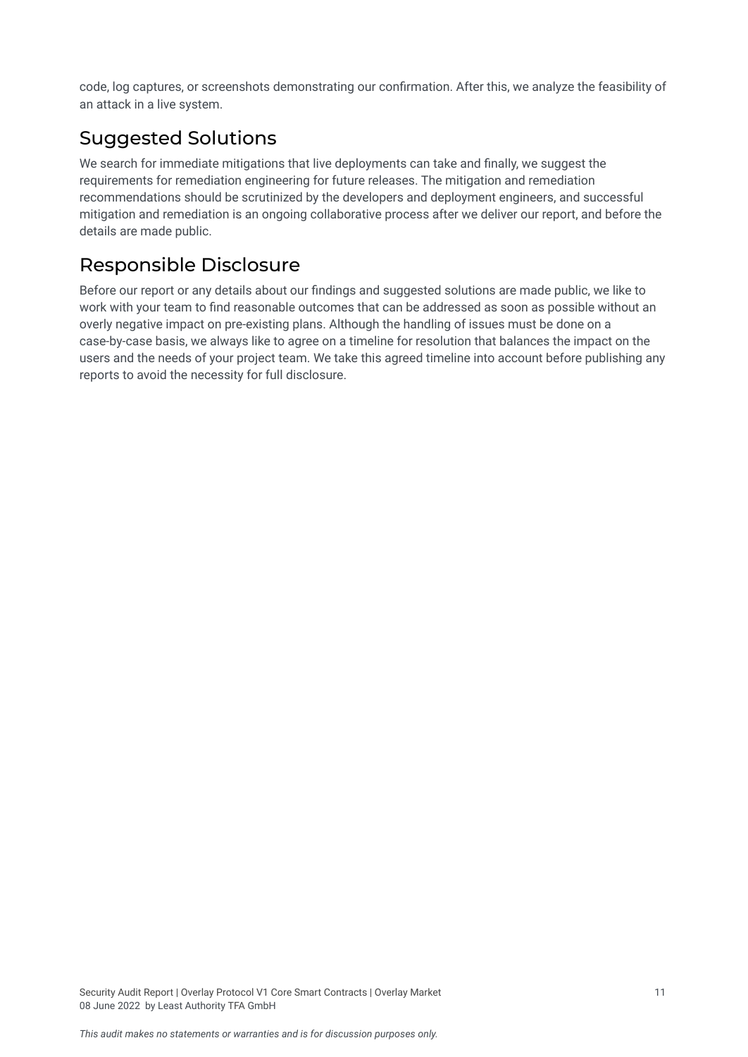code, log captures, or screenshots demonstrating our confirmation. After this, we analyze the feasibility of an attack in a live system.

## Suggested Solutions

We search for immediate mitigations that live deployments can take and finally, we suggest the requirements for remediation engineering for future releases. The mitigation and remediation recommendations should be scrutinized by the developers and deployment engineers, and successful mitigation and remediation is an ongoing collaborative process after we deliver our report, and before the details are made public.

## Responsible Disclosure

Before our report or any details about our findings and suggested solutions are made public, we like to work with your team to find reasonable outcomes that can be addressed as soon as possible without an overly negative impact on pre-existing plans. Although the handling of issues must be done on a case-by-case basis, we always like to agree on a timeline for resolution that balances the impact on the users and the needs of your project team. We take this agreed timeline into account before publishing any reports to avoid the necessity for full disclosure.